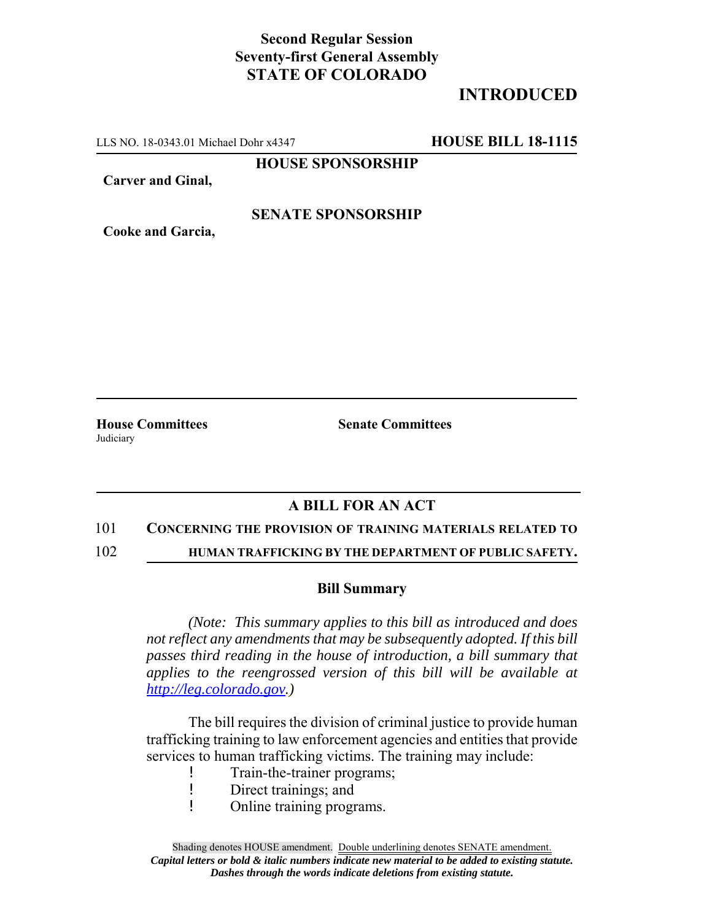**Second Regular Session**
**Seventy-first General Assembly**
**STATE OF COLORADO**

# INTRODUCED

LLS NO. 18-0343.01 Michael Dohr x4347 **HOUSE BILL 18-1115**

**HOUSE SPONSORSHIP**

**Carver and Ginal,**

**SENATE SPONSORSHIP**

**Cooke and Garcia,**

**House Committees**
Judiciary

**Senate Committees**

## A BILL FOR AN ACT

101 **CONCERNING THE PROVISION OF TRAINING MATERIALS RELATED TO**
102 **HUMAN TRAFFICKING BY THE DEPARTMENT OF PUBLIC SAFETY.**

### Bill Summary

*(Note: This summary applies to this bill as introduced and does not reflect any amendments that may be subsequently adopted. If this bill passes third reading in the house of introduction, a bill summary that applies to the reengrossed version of this bill will be available at http://leg.colorado.gov.)*

The bill requires the division of criminal justice to provide human trafficking training to law enforcement agencies and entities that provide services to human trafficking victims. The training may include:

- Train-the-trainer programs;
- Direct trainings; and
- Online training programs.

Shading denotes HOUSE amendment. Double underlining denotes SENATE amendment.
***Capital letters or bold & italic numbers indicate new material to be added to existing statute.***
***Dashes through the words indicate deletions from existing statute.***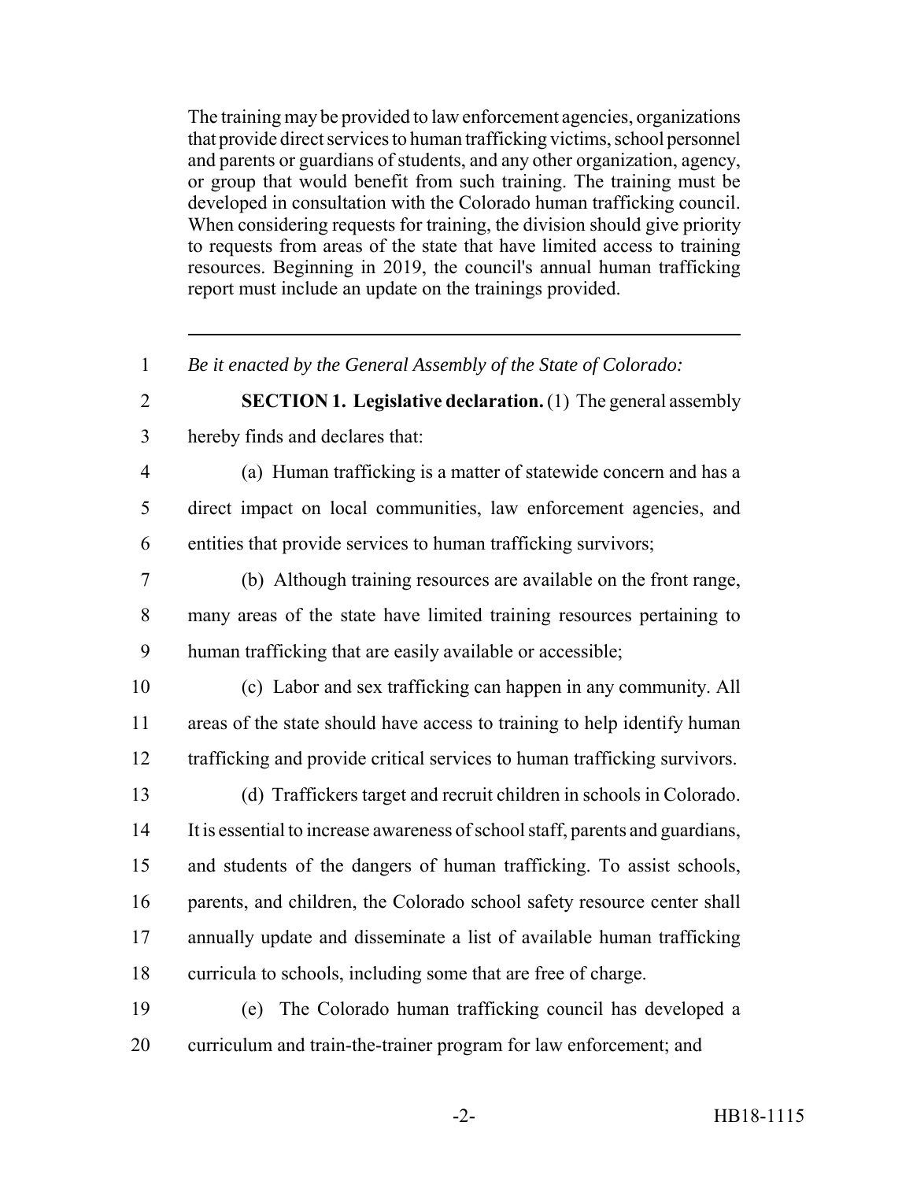The training may be provided to law enforcement agencies, organizations that provide direct services to human trafficking victims, school personnel and parents or guardians of students, and any other organization, agency, or group that would benefit from such training. The training must be developed in consultation with the Colorado human trafficking council. When considering requests for training, the division should give priority to requests from areas of the state that have limited access to training resources. Beginning in 2019, the council's annual human trafficking report must include an update on the trainings provided.

---

*Be it enacted by the General Assembly of the State of Colorado:*

**SECTION 1. Legislative declaration.** (1) The general assembly hereby finds and declares that:

(a) Human trafficking is a matter of statewide concern and has a direct impact on local communities, law enforcement agencies, and entities that provide services to human trafficking survivors;

(b) Although training resources are available on the front range, many areas of the state have limited training resources pertaining to human trafficking that are easily available or accessible;

(c) Labor and sex trafficking can happen in any community. All areas of the state should have access to training to help identify human trafficking and provide critical services to human trafficking survivors.

(d) Traffickers target and recruit children in schools in Colorado. It is essential to increase awareness of school staff, parents and guardians, and students of the dangers of human trafficking. To assist schools, parents, and children, the Colorado school safety resource center shall annually update and disseminate a list of available human trafficking curricula to schools, including some that are free of charge.

(e) The Colorado human trafficking council has developed a curriculum and train-the-trainer program for law enforcement; and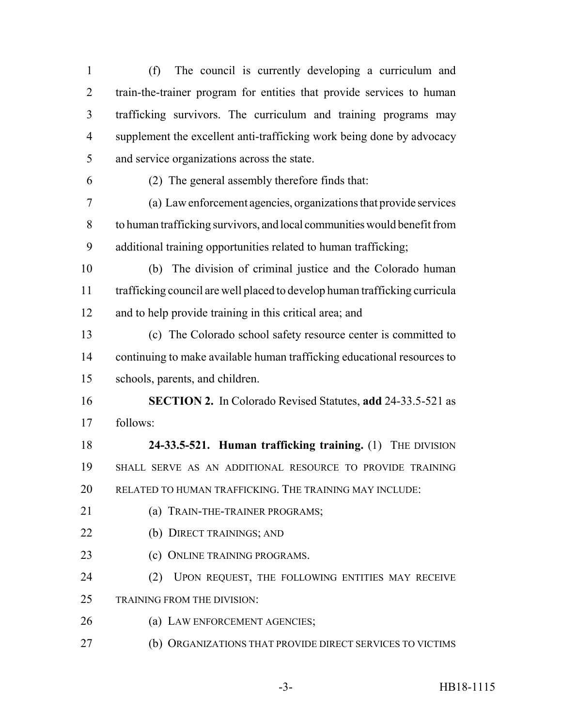(f) The council is currently developing a curriculum and train-the-trainer program for entities that provide services to human trafficking survivors. The curriculum and training programs may supplement the excellent anti-trafficking work being done by advocacy and service organizations across the state.

(2) The general assembly therefore finds that:

(a) Law enforcement agencies, organizations that provide services to human trafficking survivors, and local communities would benefit from additional training opportunities related to human trafficking;

(b) The division of criminal justice and the Colorado human trafficking council are well placed to develop human trafficking curricula and to help provide training in this critical area; and

(c) The Colorado school safety resource center is committed to continuing to make available human trafficking educational resources to schools, parents, and children.

**SECTION 2.** In Colorado Revised Statutes, **add** 24-33.5-521 as follows:

**24-33.5-521. Human trafficking training.** (1) THE DIVISION SHALL SERVE AS AN ADDITIONAL RESOURCE TO PROVIDE TRAINING RELATED TO HUMAN TRAFFICKING. THE TRAINING MAY INCLUDE:

(a) TRAIN-THE-TRAINER PROGRAMS;

(b) DIRECT TRAININGS; AND

(c) ONLINE TRAINING PROGRAMS.

(2) UPON REQUEST, THE FOLLOWING ENTITIES MAY RECEIVE TRAINING FROM THE DIVISION:

(a) LAW ENFORCEMENT AGENCIES;

(b) ORGANIZATIONS THAT PROVIDE DIRECT SERVICES TO VICTIMS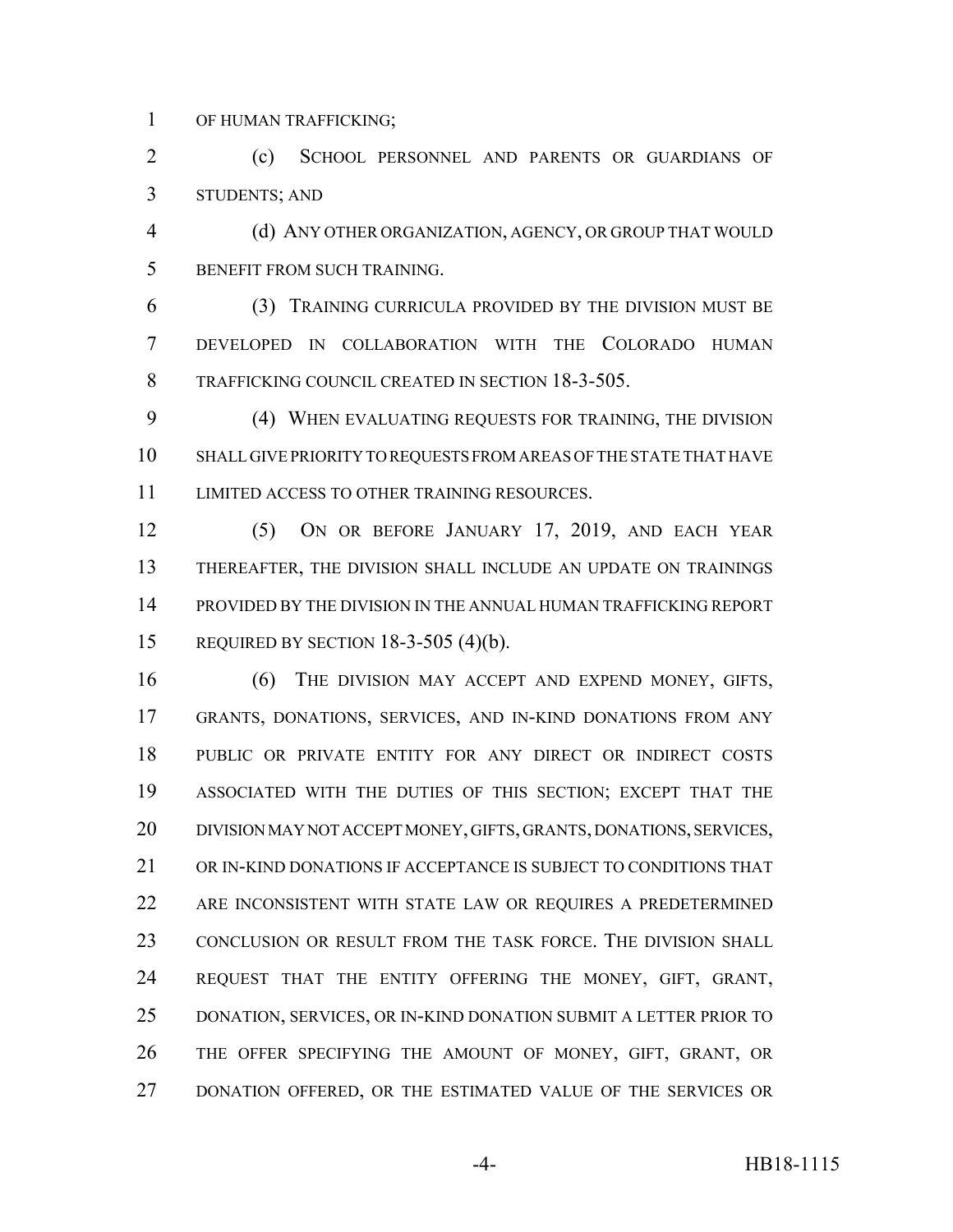OF HUMAN TRAFFICKING;

(c) SCHOOL PERSONNEL AND PARENTS OR GUARDIANS OF STUDENTS; AND

(d) ANY OTHER ORGANIZATION, AGENCY, OR GROUP THAT WOULD BENEFIT FROM SUCH TRAINING.

(3) TRAINING CURRICULA PROVIDED BY THE DIVISION MUST BE DEVELOPED IN COLLABORATION WITH THE COLORADO HUMAN TRAFFICKING COUNCIL CREATED IN SECTION 18-3-505.

(4) WHEN EVALUATING REQUESTS FOR TRAINING, THE DIVISION SHALL GIVE PRIORITY TO REQUESTS FROM AREAS OF THE STATE THAT HAVE LIMITED ACCESS TO OTHER TRAINING RESOURCES.

(5) ON OR BEFORE JANUARY 17, 2019, AND EACH YEAR THEREAFTER, THE DIVISION SHALL INCLUDE AN UPDATE ON TRAININGS PROVIDED BY THE DIVISION IN THE ANNUAL HUMAN TRAFFICKING REPORT REQUIRED BY SECTION 18-3-505 (4)(b).

(6) THE DIVISION MAY ACCEPT AND EXPEND MONEY, GIFTS, GRANTS, DONATIONS, SERVICES, AND IN-KIND DONATIONS FROM ANY PUBLIC OR PRIVATE ENTITY FOR ANY DIRECT OR INDIRECT COSTS ASSOCIATED WITH THE DUTIES OF THIS SECTION; EXCEPT THAT THE DIVISION MAY NOT ACCEPT MONEY, GIFTS, GRANTS, DONATIONS, SERVICES, OR IN-KIND DONATIONS IF ACCEPTANCE IS SUBJECT TO CONDITIONS THAT ARE INCONSISTENT WITH STATE LAW OR REQUIRES A PREDETERMINED CONCLUSION OR RESULT FROM THE TASK FORCE. THE DIVISION SHALL REQUEST THAT THE ENTITY OFFERING THE MONEY, GIFT, GRANT, DONATION, SERVICES, OR IN-KIND DONATION SUBMIT A LETTER PRIOR TO THE OFFER SPECIFYING THE AMOUNT OF MONEY, GIFT, GRANT, OR DONATION OFFERED, OR THE ESTIMATED VALUE OF THE SERVICES OR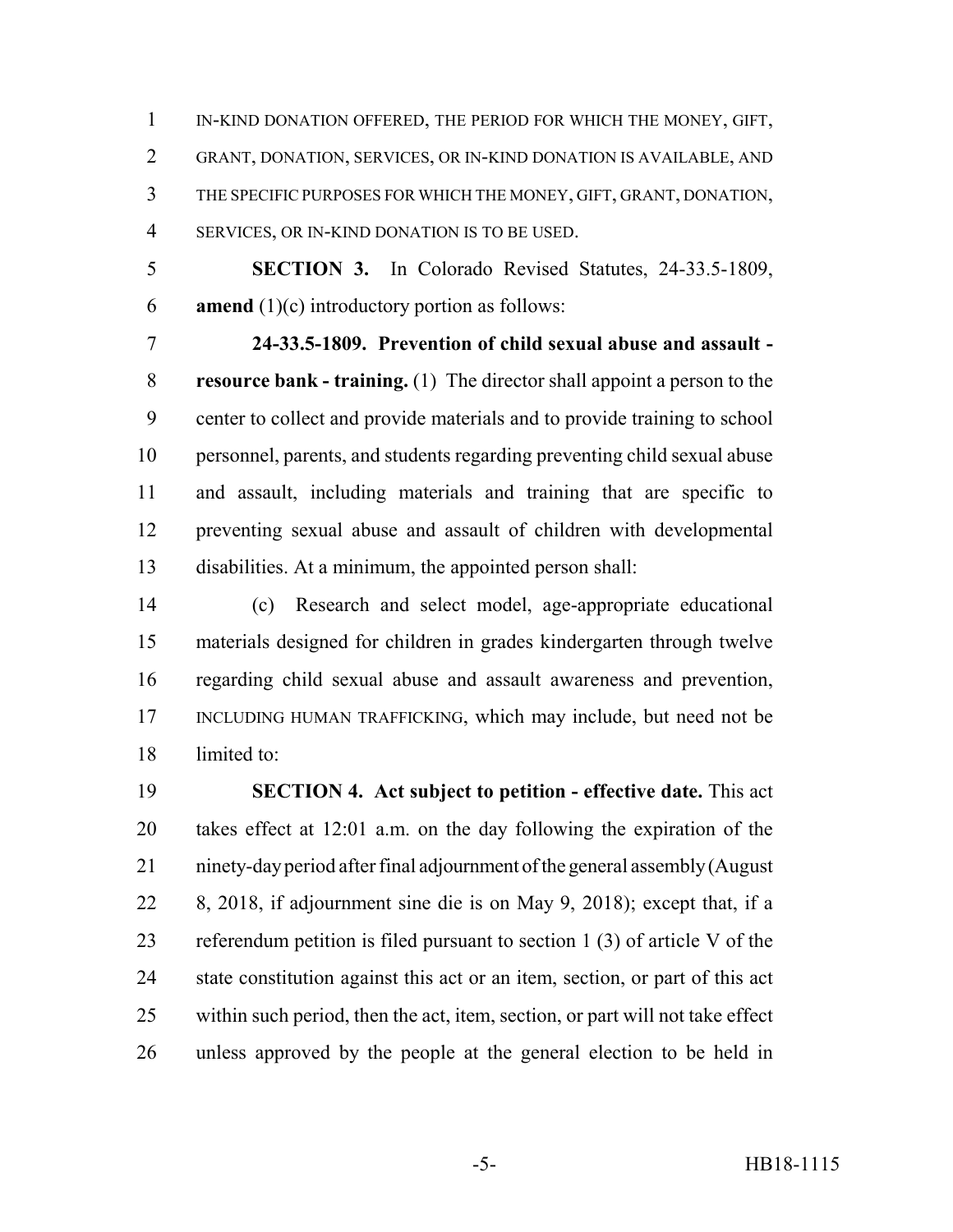IN-KIND DONATION OFFERED, THE PERIOD FOR WHICH THE MONEY, GIFT, GRANT, DONATION, SERVICES, OR IN-KIND DONATION IS AVAILABLE, AND THE SPECIFIC PURPOSES FOR WHICH THE MONEY, GIFT, GRANT, DONATION, SERVICES, OR IN-KIND DONATION IS TO BE USED.

**SECTION 3.** In Colorado Revised Statutes, 24-33.5-1809, **amend** (1)(c) introductory portion as follows:

**24-33.5-1809. Prevention of child sexual abuse and assault - resource bank - training.** (1) The director shall appoint a person to the center to collect and provide materials and to provide training to school personnel, parents, and students regarding preventing child sexual abuse and assault, including materials and training that are specific to preventing sexual abuse and assault of children with developmental disabilities. At a minimum, the appointed person shall:

(c) Research and select model, age-appropriate educational materials designed for children in grades kindergarten through twelve regarding child sexual abuse and assault awareness and prevention, INCLUDING HUMAN TRAFFICKING, which may include, but need not be limited to:

**SECTION 4. Act subject to petition - effective date.** This act takes effect at 12:01 a.m. on the day following the expiration of the ninety-day period after final adjournment of the general assembly (August 8, 2018, if adjournment sine die is on May 9, 2018); except that, if a referendum petition is filed pursuant to section 1 (3) of article V of the state constitution against this act or an item, section, or part of this act within such period, then the act, item, section, or part will not take effect unless approved by the people at the general election to be held in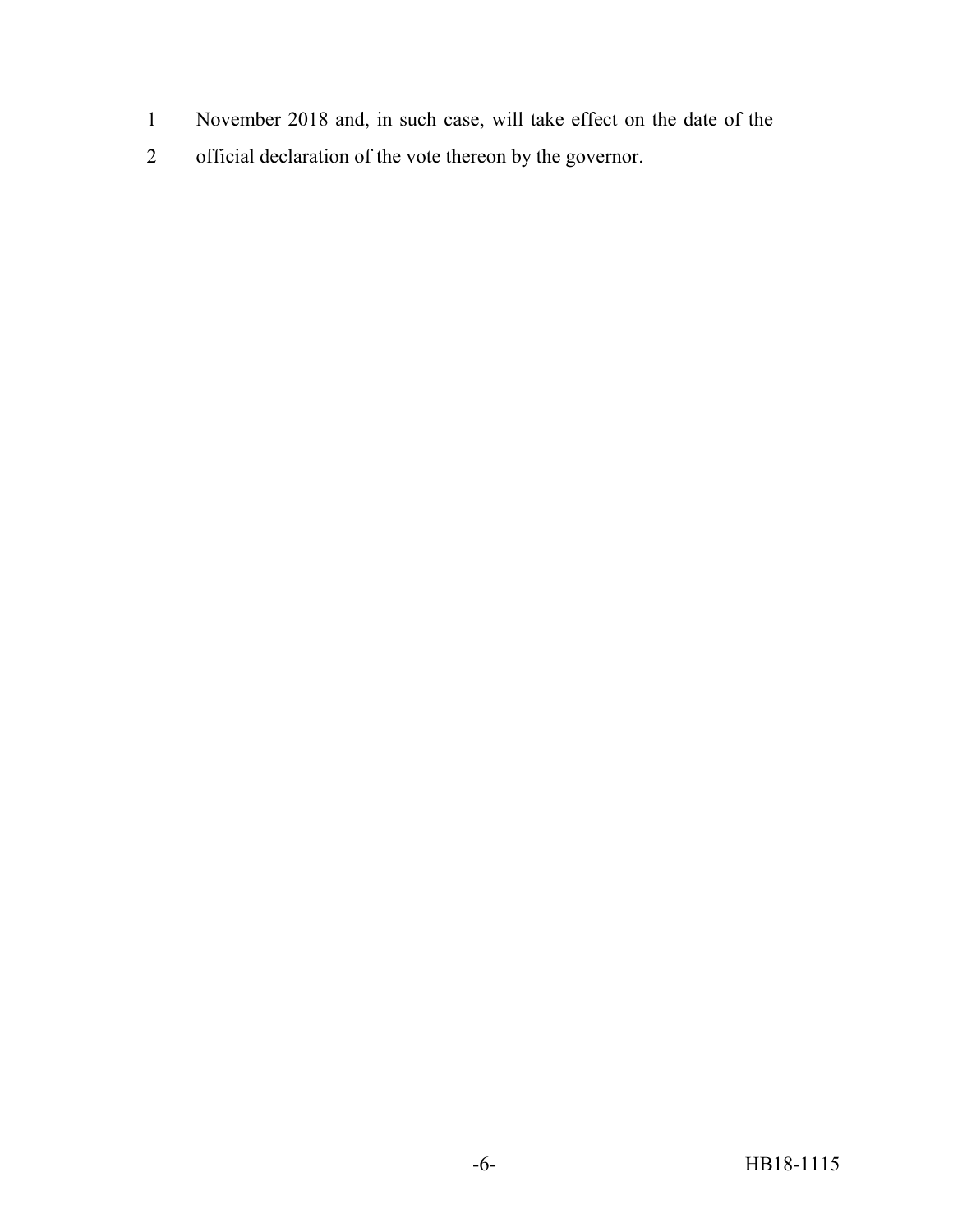November 2018 and, in such case, will take effect on the date of the official declaration of the vote thereon by the governor.